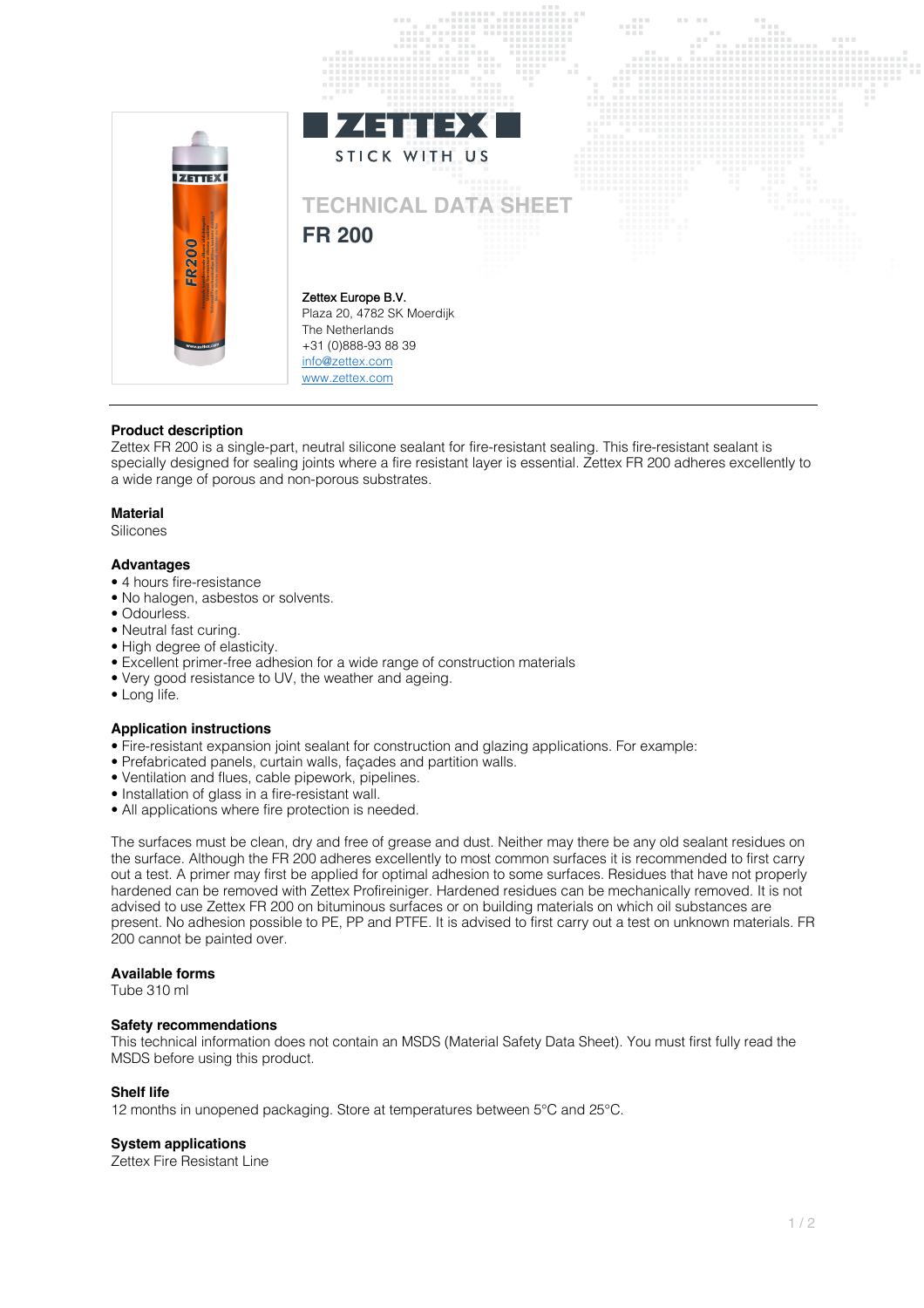ZETTEX

STICK WITH US

# TECHNICAL DATA SHEET

## FR 200

Zettex Europe B.V.
Plaza 20, 4782 SK Moerdijk
The Netherlands
+31 (0)888-93 88 39
info@zettex.com
www.zettex.com

---

**Product description**

Zettex FR 200 is a single-part, neutral silicone sealant for fire-resistant sealing. This fire-resistant sealant is specially designed for sealing joints where a fire resistant layer is essential. Zettex FR 200 adheres excellently to a wide range of porous and non-porous substrates.

**Material**

Silicones

**Advantages**

- 4 hours fire-resistance
- No halogen, asbestos or solvents.
- Odourless.
- Neutral fast curing.
- High degree of elasticity.
- Excellent primer-free adhesion for a wide range of construction materials
- Very good resistance to UV, the weather and ageing.
- Long life.

**Application instructions**

- Fire-resistant expansion joint sealant for construction and glazing applications. For example:
- Prefabricated panels, curtain walls, façades and partition walls.
- Ventilation and flues, cable pipework, pipelines.
- Installation of glass in a fire-resistant wall.
- All applications where fire protection is needed.

The surfaces must be clean, dry and free of grease and dust. Neither may there be any old sealant residues on the surface. Although the FR 200 adheres excellently to most common surfaces it is recommended to first carry out a test. A primer may first be applied for optimal adhesion to some surfaces. Residues that have not properly hardened can be removed with Zettex Profireiniger. Hardened residues can be mechanically removed. It is not advised to use Zettex FR 200 on bituminous surfaces or on building materials on which oil substances are present. No adhesion possible to PE, PP and PTFE. It is advised to first carry out a test on unknown materials. FR 200 cannot be painted over.

**Available forms**

Tube 310 ml

**Safety recommendations**

This technical information does not contain an MSDS (Material Safety Data Sheet). You must first fully read the MSDS before using this product.

**Shelf life**

12 months in unopened packaging. Store at temperatures between 5°C and 25°C.

**System applications**

Zettex Fire Resistant Line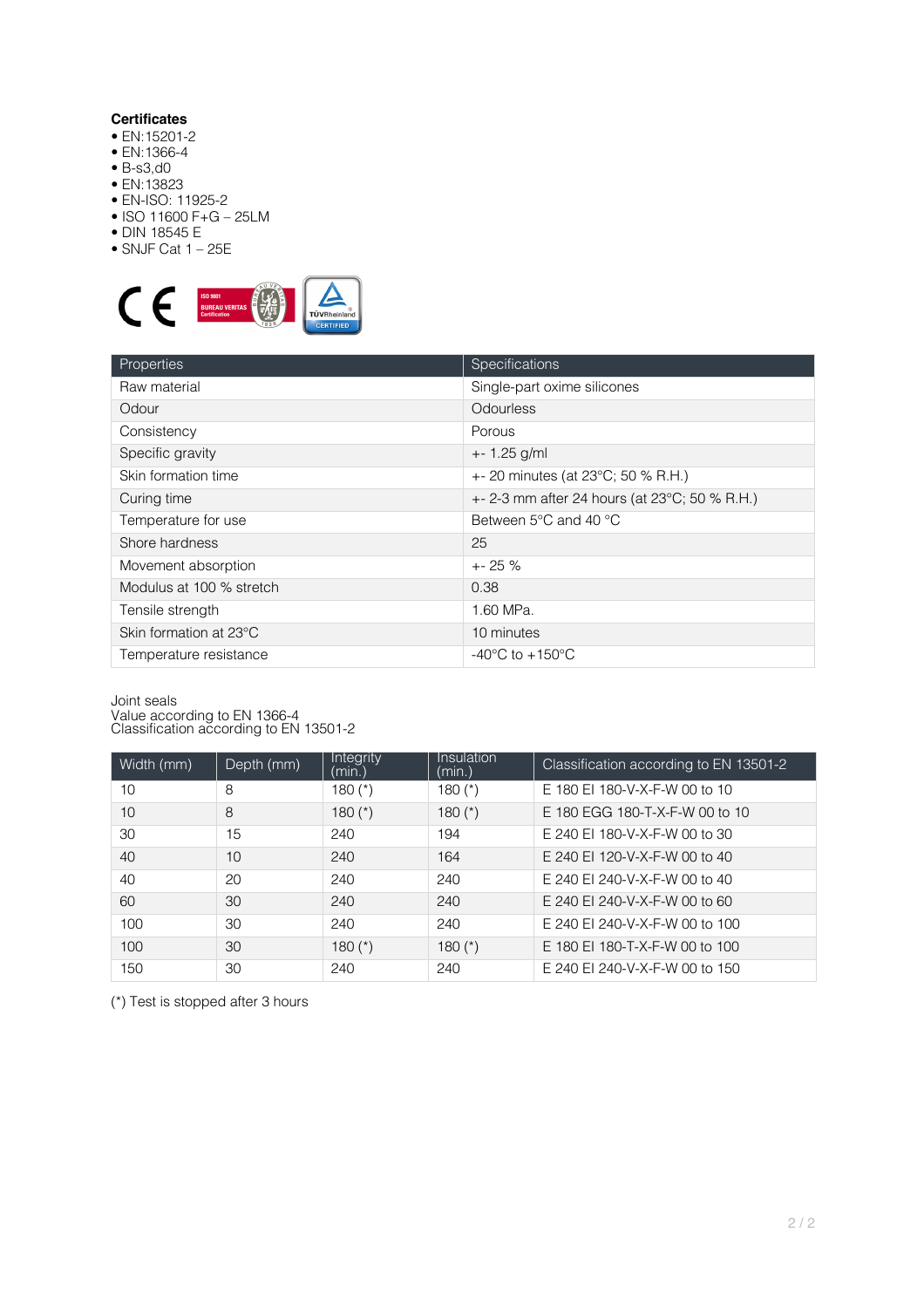**Certificates**

- EN:15201-2
- EN:1366-4
- B-s3,d0
- EN:13823
- EN-ISO: 11925-2
- ISO 11600 F+G – 25LM
- DIN 18545 E
- SNJF Cat 1 – 25E

| Properties | Specifications |
|---|---|
| Raw material | Single-part oxime silicones |
| Odour | Odourless |
| Consistency | Porous |
| Specific gravity | +- 1.25 g/ml |
| Skin formation time | +- 20 minutes (at 23°C; 50 % R.H.) |
| Curing time | +- 2-3 mm after 24 hours (at 23°C; 50 % R.H.) |
| Temperature for use | Between 5°C and 40 °C |
| Shore hardness | 25 |
| Movement absorption | +- 25 % |
| Modulus at 100 % stretch | 0.38 |
| Tensile strength | 1.60 MPa. |
| Skin formation at 23°C | 10 minutes |
| Temperature resistance | -40°C to +150°C |

Joint seals
Value according to EN 1366-4
Classification according to EN 13501-2

| Width (mm) | Depth (mm) | Integrity (min.) | Insulation (min.) | Classification according to EN 13501-2 |
|---|---|---|---|---|
| 10 | 8 | 180 (*) | 180 (*) | E 180 EI 180-V-X-F-W 00 to 10 |
| 10 | 8 | 180 (*) | 180 (*) | E 180 EGG 180-T-X-F-W 00 to 10 |
| 30 | 15 | 240 | 194 | E 240 EI 180-V-X-F-W 00 to 30 |
| 40 | 10 | 240 | 164 | E 240 EI 120-V-X-F-W 00 to 40 |
| 40 | 20 | 240 | 240 | E 240 EI 240-V-X-F-W 00 to 40 |
| 60 | 30 | 240 | 240 | E 240 EI 240-V-X-F-W 00 to 60 |
| 100 | 30 | 240 | 240 | E 240 EI 240-V-X-F-W 00 to 100 |
| 100 | 30 | 180 (*) | 180 (*) | E 180 EI 180-T-X-F-W 00 to 100 |
| 150 | 30 | 240 | 240 | E 240 EI 240-V-X-F-W 00 to 150 |

(*) Test is stopped after 3 hours